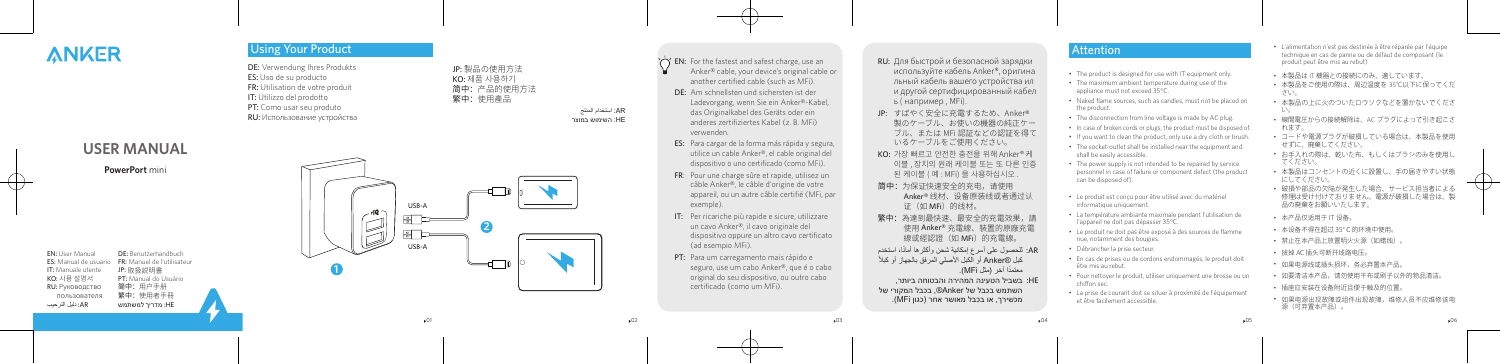# ANKER

## USER MANUAL

**PowerPort** mini

EN: User Manual
ES: Manual de usuario
IT: Manuale utente
KO: 사용 설명서
RU: Руководство пользователя
AR: دليل الترحيب
DE: Benutzerhandbuch
FR: Manuel de l'utilisateur
JP: 取扱説明書
PT: Manual do Usuário
简中: 用户手册
繁中: 使用者手冊
HE: מדריך למשתמש

## Using Your Product

DE: Verwendung Ihres Produkts
ES: Uso de su producto
FR: Utilisation de votre produit
IT: Utilizzo del prodotto
PT: Como usar seu produto
RU: Использование устройства

JP: 製品の使用方法
KO: 제품 사용하기
简中: 产品的使用方法
繁中: 使用產品

AR: استخدام المنتج
HE: השימוש במוצר

USB-A

USB-A

1

2

EN: For the fastest and safest charge, use an Anker® cable, your device's original cable or another certified cable (such as MFi).

DE: Am schnellsten und sichersten ist der Ladevorgang, wenn Sie ein Anker®-Kabel, das Originalkabel des Geräts oder ein anderes zertifiziertes Kabel (z. B. MFi) verwenden.

ES: Para cargar de la forma más rápida y segura, utilice un cable Anker®, el cable original del dispositivo o uno certificado (como MFi).

FR: Pour une charge sûre et rapide, utilisez un câble Anker®, le câble d'origine de votre appareil, ou un autre câble certifié (MFi, par exemple).

IT: Per ricariche più rapide e sicure, utilizzare un cavo Anker®, il cavo originale del dispositivo oppure un altro cavo certificato (ad esempio MFi).

PT: Para um carregamento mais rápido e seguro, use um cabo Anker®, o que é o cabo original do seu dispositivo, ou outro cabo certificado (como um MFi).

RU: Для быстрой и безопасной зарядки используйте кабель Anker®, оригинальный кабель вашего устройства или другой сертифицированный кабель (например, MFi).

JP: すばやく安全に充電するため、Anker® 製のケーブル、お使いの機器の純正ケーブル、または MFi 認証などの認証を得ているケーブルをご使用ください。

KO: 가장 빠르고 안전한 충전을 위해 Anker® 케이블, 장치의 원래 케이블 또는 또 다른 인증된 케이블 ( 예 : MFi) 을 사용하십시오 .

简中: 为保证快速安全的充电，请使用 Anker® 线材、设备原装线或者通过认证（如 MFi）的线材。

繁中: 為達到最快速、最安全的充電效果，請使用 Anker® 充電線、裝置的原廠充電線或經認證（如 MFi）的充電線。

AR: للحصول على أسرع إمكانية شحن وأكثرها أمانًا، استخدم كبل Anker® أو الكبل الأصلي المرفق بالجهاز أو كبلاً معتمدًا آخر (مثل MFi).

HE: בשביל הטעינה המהירה והבטוחה ביותר, השתמשו בכבל של Anker® בכבל המקורי של מכשירך, או בכבל מאושר אחר (כגון MFi).

## Attention

- The product is designed for use with IT equipment only.
- The maximum ambient temperature during use of the equipment must not exceed 35°C.
- Naked flame sources, such as candles, must not be placed on the product.
- The disconnection from line voltage is made by AC plug.
- In case of broken cords or plugs, the product must be disposed of.
- If you want to clean the product, only use a dry cloth or brush.
- The socket-outlet shall be installed near the equipment and shall be easily accessible.
- The power supply is not intended to be repaired by service personnel in case of failure or component defect (the product can be disposed of).

- Le produit est conçu pour être utilisé avec du matériel informatique uniquement.
- La température ambiante maximale pendant l'utilisation de l'appareil ne doit pas dépasser 35°C.
- Le produit ne doit pas être exposé à des sources de flamme nue, notamment des bougies.
- Débrancher la prise secteur.
- En cas de prises ou de cordons endommagés, le produit doit être mis au rebut.
- Pour nettoyer le produit, utiliser uniquement une brosse ou un chiffon sec.
- La prise de courant doit se situer à proximité de l'équipement et être facilement accessible.
- L'alimentation n'est pas destinée à être réparée par l'équipe technique en cas de panne ou de défaut de composant (le produit peut être mis au rebut)

- 本製品は IT 機器との接続にのみ、適しています。
- 本製品をご使用の際は、周辺温度を 35°C 以下に保ってください。
- 本製品の上に火のついたロウソクなどを置かないでください。
- 線間電圧からの接続解除は、AC プラグによって引き起こされます。
- コードや電源プラグが破損している場合は、本製品を使用せずに、廃棄してください。
- お手入れの際は、乾いた布、もしくはブラシのみを使用してください。
- 本製品はコンセントの近くに設置し、手の届きやすい状態にしてください。
- 破損や部品の欠陥が発生した場合、サービス担当者による修理は受け付けておりません。電源が破損した場合は、製品の廃棄をお願いいたします。

- 本产品仅适用于 IT 设备。
- 本设备不得在超过 35° C 的环境中使用。
- 禁止在本产品上放置明火火源（如蜡烛）。
- 拔掉 AC 插头可断开线路电压。
- 如果电源线或插头损坏，务必弃置本产品。
- 如要清洁本产品，请仅使用干布或刷子以外的物品清洁。
- 插座应安装在设备附近且便于触及的位置。
- 如果电源出现故障或组件出现故障，维修人员不应维修该电源（可弃置本产品）。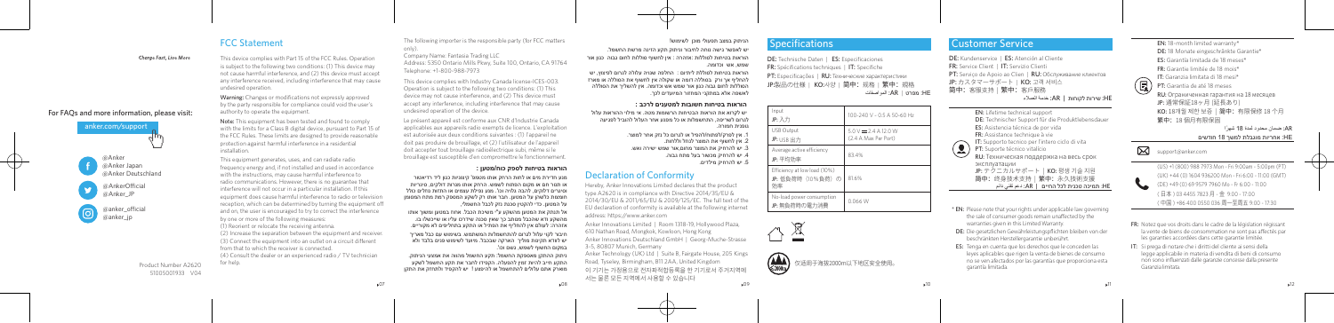*Charge Fast, Live More*

For FAQs and more information, please visit:

**anker.com/support**

@Anker
@Anker Japan
@Anker Deutschland

@AnkerOfficial
@Anker_JP

@anker_official
@anker_jp

Product Number A2620
51005001933 V04

## FCC Statement

This device complies with Part 15 of the FCC Rules. Operation is subject to the following two conditions: (1) This device may not cause harmful interference, and (2) this device must accept any interference received, including interference that may cause undesired operation.

**Warning:** Changes or modifications not expressly approved by the party responsible for compliance could void the user's authority to operate the equipment.

**Note:** This equipment has been tested and found to comply with the limits for a Class B digital device, pursuant to Part 15 of the FCC Rules. These limits are designed to provide reasonable protection against harmful interference in a residential installation.

This equipment generates, uses, and can radiate radio frequency energy and, if not installed and used in accordance with the instructions, may cause harmful interference to radio communications. However, there is no guarantee that interference will not occur in a particular installation. If this equipment does cause harmful interference to radio or television reception, which can be determined by turning the equipment off and on, the user is encouraged to try to correct the interference by one or more of the following measures:

(1) Reorient or relocate the receiving antenna.
(2) Increase the separation between the equipment and receiver.
(3) Connect the equipment into an outlet on a circuit different from that to which the receiver is connected.
(4) Consult the dealer or an experienced radio / TV technician for help.

The following importer is the responsible party (for FCC matters only).

Company Name: Fantasia Trading LLC
Address: 5350 Ontario Mills Pkwy, Suite 100, Ontario, CA 91764
Telephone: +1-800-988-7973

This device complies with Industry Canada license-ICES-003. Operation is subject to the following two conditions: (1) This device may not cause interference, and (2) This device must accept any interference, including interference that may cause undesired operation of the device.

Le présent appareil est conforme aux CNR d'Industrie Canada applicables aux appareils radio exempts de licence. L'exploitation est autorisée aux deux conditions suivantes : (1) l'appareil ne doit pas produire de brouillage, et (2) l'utilisateur de l'appareil doit accepter tout brouillage radioélectrique subi, même si le brouillage est susceptible d'en compromettre le fonctionnement.

הצהרה בנושא תאימות FCC

ההתקן מתאים לחלק 15 בתקנות FCC. הפעלתו כפופה לשני התנאים הבאים: (1) אסור שההתקן יגרום להפרעה מזיקה, (2) ההתקן צריך לקבל כל הפרעה, כולל הפרעה שעלולה לגרום לפעולה לא רצויה.

אזהרה: שינויים או תיקונים שלא אושרו במפורש על ידי הגורם האחראי לתאימות עלולים לבטל את הרשאת המשתמש להפעיל את הציוד.

הערה: ציוד זה נבדק ונמצא תואם למגבלות החלות על מכשיר דיגיטלי בדרגה B, בהתאם לחלק 15 בתקנות FCC. מגבלות אלה נועדו לספק הגנה סבירה מפני הפרעה מזיקה בהתקנה למגורים.

### הוראות בטיחות לספק כוח/מטען:

ציוד זה מייצר, משתמש ועלול להקרין אנרגיה בתדר רדיו, ואם לא יותקן וישמש בהתאם להוראות, עלול לגרום להפרעה מזיקה לתקשורת רדיו. עם זאת, אין ערובה שלא תתרחש הפרעה בהתקנה מסוימת. אם ציוד זה אכן גורם להפרעה מזיקה לקליטת רדיו או טלוויזיה, שניתן לקבוע על ידי כיבוי והדלקה של הציוד, המשתמש מוזמן לנסות לתקן את ההפרעה באמצעות אחד או יותר מהצעדים הבאים:

(1) כוון מחדש או העבר את אנטנת הקליטה.
(2) הגדל את המרחק בין הציוד למקלט.
(3) חבר את הציוד לשקע במעגל שונה מזה שאליו מחובר המקלט.
(4) התייעץ עם המשווק או עם טכנאי רדיו/טלוויזיה מנוסה לקבלת עזרה.

## Specifications

DE: Technische Daten | ES: Especificaciones
FR: Spécifications techniques | IT: Specifiche
PT: Especificações | RU: Технические характеристики
JP:製品の仕様 | KO:사양 | 简中: 规格 | 繁中: 規格
HE: מפרט | AR: المواصفات

| | |
|---|---|
| Input<br>JP: 入力 | 100-240 V ~ 0.5 A 50-60 Hz |
| USB Output<br>JP: USB 出力 | 5.0 V ⎓ 2.4 A 12.0 W<br>(2.4 A Max Per Port) |
| Average active efficiency<br>JP: 平均効率 | 83.4% |
| Efficiency at low load (10%)<br>JP: 低負荷時（10％負荷）の効率 | 81.6% |
| No-load power consumption<br>JP: 無負荷時の電力消費 | 0.066 W |

## Declaration of Conformity

Hereby, Anker Innovations Limited declares that the product type A2620 is in compliance with Directive 2014/35/EU & 2014/30/EU & 2011/65/EU & 2009/125/EC. The full text of the EU declaration of conformity is available at the following internet address: https://www.anker.com

Anker Innovations Limited | Room 1318-19, Hollywood Plaza, 610 Nathan Road, Mongkok, Kowloon, Hong Kong
Anker Innovations Deutschland GmbH | Georg-Muche-Strasse 3-5, 80807 Munich, Germany
Anker Technology (UK) Ltd | Suite B, Fairgate House, 205 Kings Road, Tyseley, Birmingham, B11 2AA, United Kingdom

이 기기는 가정용으로 전자파적합등록을 한 기기로서 주거지역에서는 물론 모든 지역에서 사용할 수 있습니다

欢迎用于海拔2000m以下地区安全使用。

## Customer Service

DE: Kundenservice | ES: Atención al Cliente
FR: Service Client | IT: Servizio Clienti
PT: Serviço de Apoio ao Cliente | RU: Обслуживание клиентов
JP: カスタマーサポート | KO: 고객 서비스
简中: 客服支持 | 繁中: 客戶服務
HE: שירות לקוחות | AR: خدمة العملاء

EN: Lifetime technical support
DE: Technischer Support für die Produktlebensdauer
ES: Asistencia técnica de por vida
FR: Assistance technique à vie
IT: Supporto tecnico per l'intero ciclo di vita
PT: Suporte técnico vitalício
RU: Техническая поддержка на весь срок эксплуатации
JP: テクニカルサポート | KO: 평생 기술 지원
简中: 终身技术支持 | 繁中: 永久技術支援
HE: תמיכה טכנית לכל החיים | AR: دعم فني دائم

\* EN: Please note that your rights under applicable law governing the sale of consumer goods remain unaffected by the warranties given in this Limited Warranty.
DE: Die gesetzlichen Gewährleistungspflichten bleiben von der beschränkten Herstellergarantie unberührt.
ES: Tenga en cuenta que los derechos que le conceden las leyes aplicables que rigen la venta de bienes de consumo no se ven afectados por las garantías que proporciona esta garantía limitada.

EN: 18-month limited warranty\*
DE: 18 Monate eingeschränkte Garantie\*
ES: Garantía limitada de 18 meses\*
FR: Garantie limitée de 18 mois\*
IT: Garanzia limitata di 18 mesi\*
PT: Garantia de até 18 meses
RU: Ограниченная гарантия на 18 месяцев
JP: 通常保証18ヶ月 [延長あり]
KO: 18개월 제한 보증 | 简中: 有限保修 18 个月
繁中: 18 個月有限保固
AR: ضمان محدود لمدة 18 شهرًا
HE: אחריות מוגבלת למשך 18 חודשים

support@anker.com

(US) +1 (800) 988 7973 Mon - Fri 9:00am - 5:00pm (PT)
(UK) +44 (0) 1604 936200 Mon - Fri 6:00 - 11:00 (GMT)
(DE) +49 (0) 69 9579 7960 Mo - Fr 6:00 - 11:00
(日本) 03 4455 7823 月 - 金 9:00 - 17:00
(中国) +86 400 0550 036 周一至周五 9:00 - 17:30

FR: Notez que vos droits dans le cadre de la législation régissant la vente de biens de consommation ne sont pas affectés par les garanties accordées dans cette garantie limitée.

IT: Si prega di notare che i diritti del cliente ai sensi della legge applicabile in materia di vendita di beni di consumo non sono influenzati dalle garanzie concesse dalla presente Garanzia limitata.